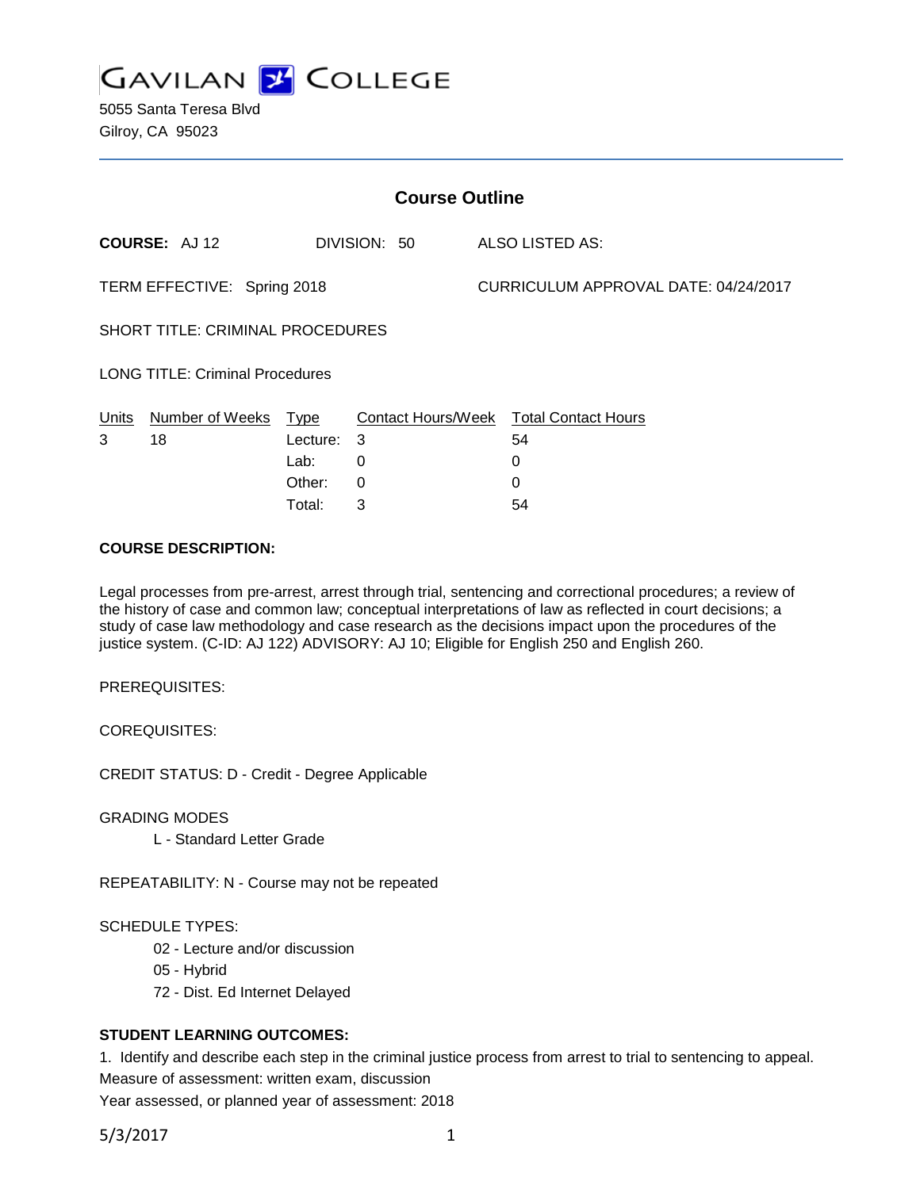# GAVILAN COLLEGE

5055 Santa Teresa Blvd
Gilroy, CA 95023

## Course Outline

**COURSE:** AJ 12 DIVISION: 50 ALSO LISTED AS:

TERM EFFECTIVE: Spring 2018 CURRICULUM APPROVAL DATE: 04/24/2017

SHORT TITLE: CRIMINAL PROCEDURES

LONG TITLE: Criminal Procedures

| Units | Number of Weeks | Type | Contact Hours/Week | Total Contact Hours |
|---|---|---|---|---|
| 3 | 18 | Lecture: | 3 | 54 |
| | | Lab: | 0 | 0 |
| | | Other: | 0 | 0 |
| | | Total: | 3 | 54 |

**COURSE DESCRIPTION:**

Legal processes from pre-arrest, arrest through trial, sentencing and correctional procedures; a review of the history of case and common law; conceptual interpretations of law as reflected in court decisions; a study of case law methodology and case research as the decisions impact upon the procedures of the justice system. (C-ID: AJ 122) ADVISORY: AJ 10; Eligible for English 250 and English 260.

PREREQUISITES:

COREQUISITES:

CREDIT STATUS: D - Credit - Degree Applicable

GRADING MODES

L - Standard Letter Grade

REPEATABILITY: N - Course may not be repeated

SCHEDULE TYPES:

02 - Lecture and/or discussion

05 - Hybrid

72 - Dist. Ed Internet Delayed

**STUDENT LEARNING OUTCOMES:**

1. Identify and describe each step in the criminal justice process from arrest to trial to sentencing to appeal.

Measure of assessment: written exam, discussion

Year assessed, or planned year of assessment: 2018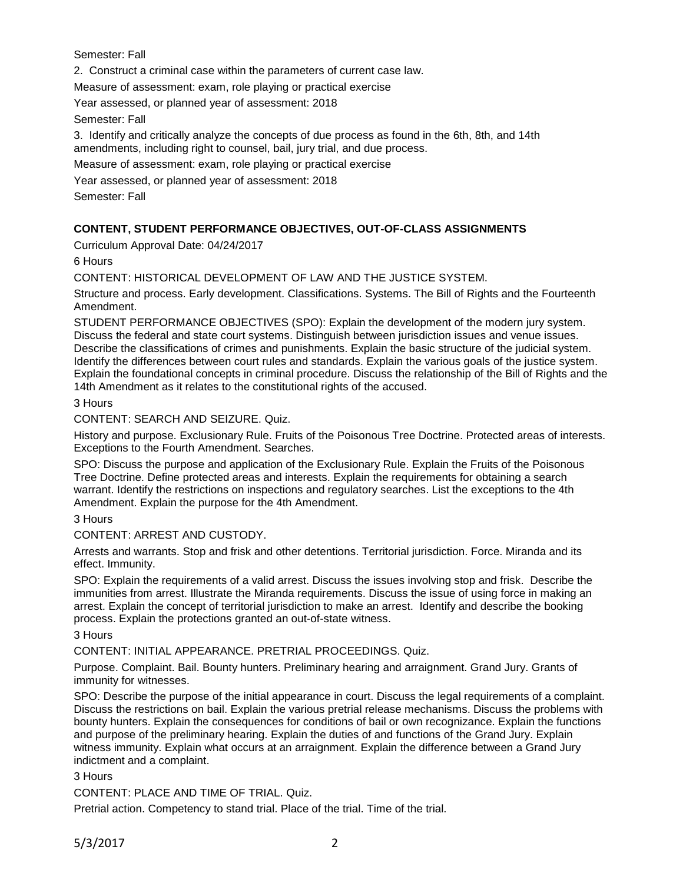Semester: Fall

2. Construct a criminal case within the parameters of current case law.

Measure of assessment: exam, role playing or practical exercise

Year assessed, or planned year of assessment: 2018

Semester: Fall

3. Identify and critically analyze the concepts of due process as found in the 6th, 8th, and 14th amendments, including right to counsel, bail, jury trial, and due process.

Measure of assessment: exam, role playing or practical exercise

Year assessed, or planned year of assessment: 2018

Semester: Fall

**CONTENT, STUDENT PERFORMANCE OBJECTIVES, OUT-OF-CLASS ASSIGNMENTS**

Curriculum Approval Date: 04/24/2017

6 Hours

CONTENT: HISTORICAL DEVELOPMENT OF LAW AND THE JUSTICE SYSTEM.

Structure and process. Early development. Classifications. Systems. The Bill of Rights and the Fourteenth Amendment.

STUDENT PERFORMANCE OBJECTIVES (SPO): Explain the development of the modern jury system. Discuss the federal and state court systems. Distinguish between jurisdiction issues and venue issues. Describe the classifications of crimes and punishments. Explain the basic structure of the judicial system. Identify the differences between court rules and standards. Explain the various goals of the justice system. Explain the foundational concepts in criminal procedure. Discuss the relationship of the Bill of Rights and the 14th Amendment as it relates to the constitutional rights of the accused.

3 Hours

CONTENT: SEARCH AND SEIZURE. Quiz.

History and purpose. Exclusionary Rule. Fruits of the Poisonous Tree Doctrine. Protected areas of interests. Exceptions to the Fourth Amendment. Searches.

SPO: Discuss the purpose and application of the Exclusionary Rule. Explain the Fruits of the Poisonous Tree Doctrine. Define protected areas and interests. Explain the requirements for obtaining a search warrant. Identify the restrictions on inspections and regulatory searches. List the exceptions to the 4th Amendment. Explain the purpose for the 4th Amendment.

3 Hours

CONTENT: ARREST AND CUSTODY.

Arrests and warrants. Stop and frisk and other detentions. Territorial jurisdiction. Force. Miranda and its effect. Immunity.

SPO: Explain the requirements of a valid arrest. Discuss the issues involving stop and frisk. Describe the immunities from arrest. Illustrate the Miranda requirements. Discuss the issue of using force in making an arrest. Explain the concept of territorial jurisdiction to make an arrest. Identify and describe the booking process. Explain the protections granted an out-of-state witness.

3 Hours

CONTENT: INITIAL APPEARANCE. PRETRIAL PROCEEDINGS. Quiz.

Purpose. Complaint. Bail. Bounty hunters. Preliminary hearing and arraignment. Grand Jury. Grants of immunity for witnesses.

SPO: Describe the purpose of the initial appearance in court. Discuss the legal requirements of a complaint. Discuss the restrictions on bail. Explain the various pretrial release mechanisms. Discuss the problems with bounty hunters. Explain the consequences for conditions of bail or own recognizance. Explain the functions and purpose of the preliminary hearing. Explain the duties of and functions of the Grand Jury. Explain witness immunity. Explain what occurs at an arraignment. Explain the difference between a Grand Jury indictment and a complaint.

3 Hours

CONTENT: PLACE AND TIME OF TRIAL. Quiz.

Pretrial action. Competency to stand trial. Place of the trial. Time of the trial.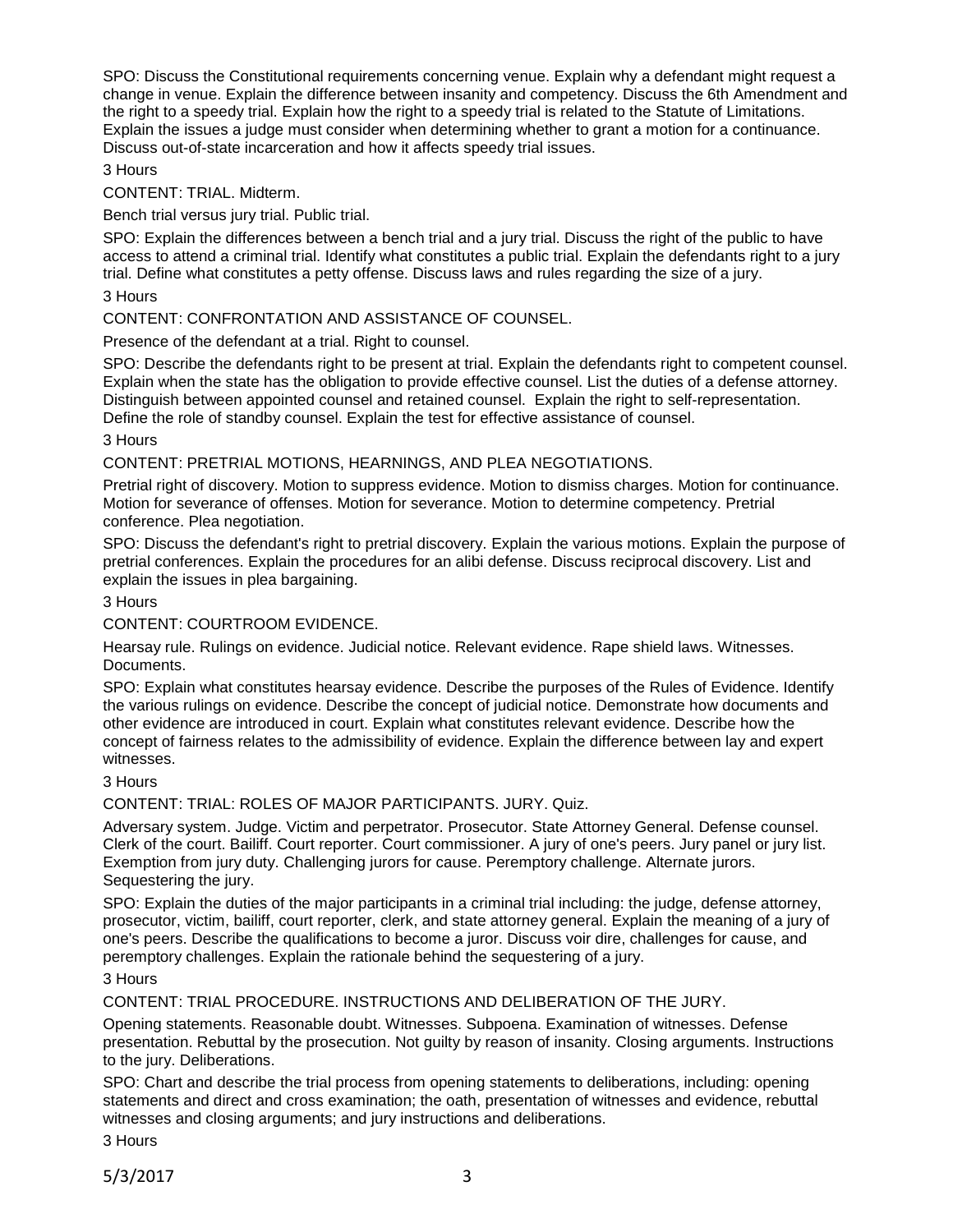SPO: Discuss the Constitutional requirements concerning venue. Explain why a defendant might request a change in venue. Explain the difference between insanity and competency. Discuss the 6th Amendment and the right to a speedy trial. Explain how the right to a speedy trial is related to the Statute of Limitations. Explain the issues a judge must consider when determining whether to grant a motion for a continuance. Discuss out-of-state incarceration and how it affects speedy trial issues.

3 Hours

CONTENT: TRIAL. Midterm.

Bench trial versus jury trial. Public trial.

SPO: Explain the differences between a bench trial and a jury trial. Discuss the right of the public to have access to attend a criminal trial. Identify what constitutes a public trial. Explain the defendants right to a jury trial. Define what constitutes a petty offense. Discuss laws and rules regarding the size of a jury.

3 Hours

CONTENT: CONFRONTATION AND ASSISTANCE OF COUNSEL.

Presence of the defendant at a trial. Right to counsel.

SPO: Describe the defendants right to be present at trial. Explain the defendants right to competent counsel. Explain when the state has the obligation to provide effective counsel. List the duties of a defense attorney. Distinguish between appointed counsel and retained counsel. Explain the right to self-representation. Define the role of standby counsel. Explain the test for effective assistance of counsel.

3 Hours

CONTENT: PRETRIAL MOTIONS, HEARNINGS, AND PLEA NEGOTIATIONS.

Pretrial right of discovery. Motion to suppress evidence. Motion to dismiss charges. Motion for continuance. Motion for severance of offenses. Motion for severance. Motion to determine competency. Pretrial conference. Plea negotiation.

SPO: Discuss the defendant's right to pretrial discovery. Explain the various motions. Explain the purpose of pretrial conferences. Explain the procedures for an alibi defense. Discuss reciprocal discovery. List and explain the issues in plea bargaining.

3 Hours

CONTENT: COURTROOM EVIDENCE.

Hearsay rule. Rulings on evidence. Judicial notice. Relevant evidence. Rape shield laws. Witnesses. Documents.

SPO: Explain what constitutes hearsay evidence. Describe the purposes of the Rules of Evidence. Identify the various rulings on evidence. Describe the concept of judicial notice. Demonstrate how documents and other evidence are introduced in court. Explain what constitutes relevant evidence. Describe how the concept of fairness relates to the admissibility of evidence. Explain the difference between lay and expert witnesses.

3 Hours

CONTENT: TRIAL: ROLES OF MAJOR PARTICIPANTS. JURY. Quiz.

Adversary system. Judge. Victim and perpetrator. Prosecutor. State Attorney General. Defense counsel. Clerk of the court. Bailiff. Court reporter. Court commissioner. A jury of one's peers. Jury panel or jury list. Exemption from jury duty. Challenging jurors for cause. Peremptory challenge. Alternate jurors. Sequestering the jury.

SPO: Explain the duties of the major participants in a criminal trial including: the judge, defense attorney, prosecutor, victim, bailiff, court reporter, clerk, and state attorney general. Explain the meaning of a jury of one's peers. Describe the qualifications to become a juror. Discuss voir dire, challenges for cause, and peremptory challenges. Explain the rationale behind the sequestering of a jury.

3 Hours

CONTENT: TRIAL PROCEDURE. INSTRUCTIONS AND DELIBERATION OF THE JURY.

Opening statements. Reasonable doubt. Witnesses. Subpoena. Examination of witnesses. Defense presentation. Rebuttal by the prosecution. Not guilty by reason of insanity. Closing arguments. Instructions to the jury. Deliberations.

SPO: Chart and describe the trial process from opening statements to deliberations, including: opening statements and direct and cross examination; the oath, presentation of witnesses and evidence, rebuttal witnesses and closing arguments; and jury instructions and deliberations.

3 Hours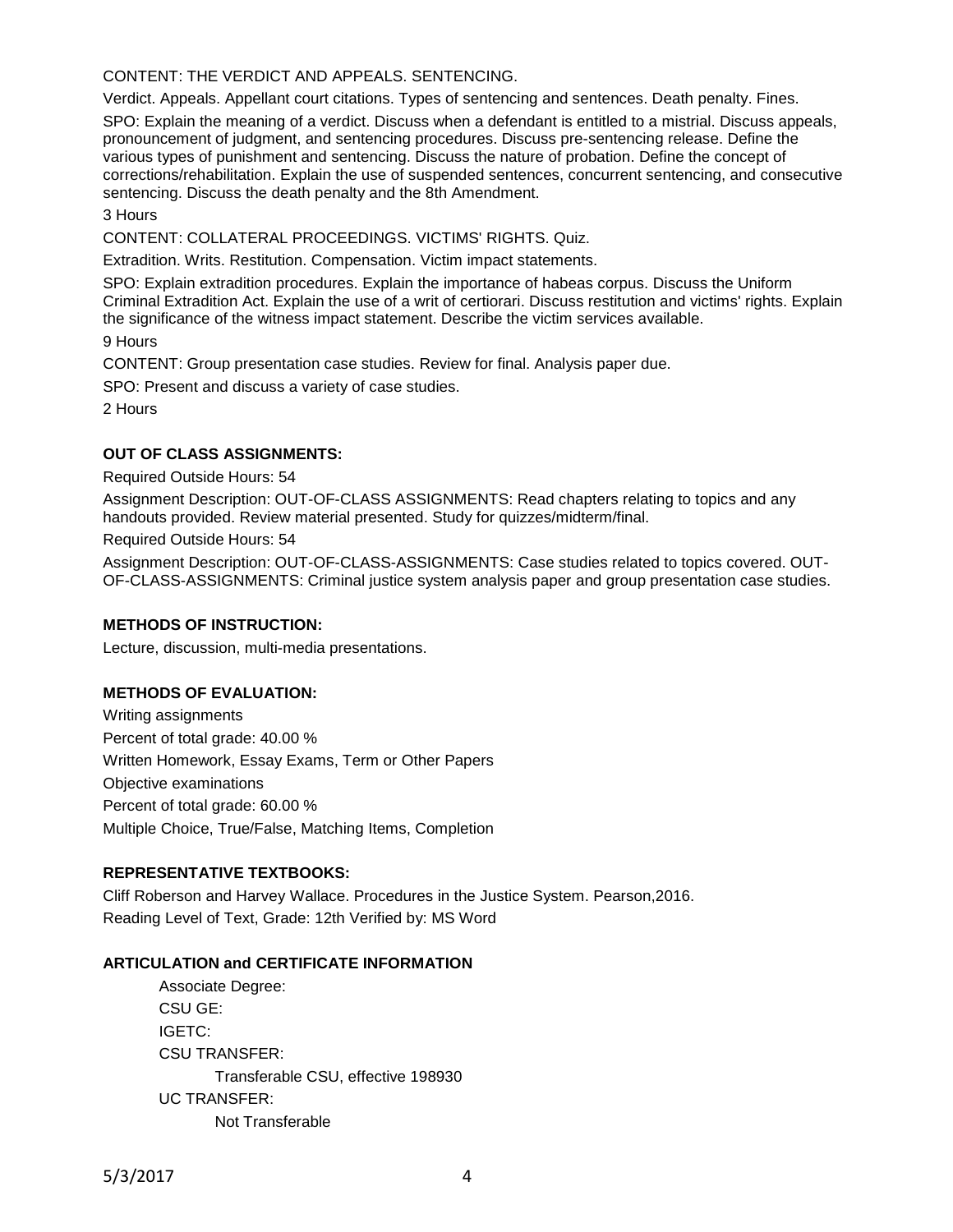CONTENT: THE VERDICT AND APPEALS. SENTENCING.

Verdict. Appeals. Appellant court citations. Types of sentencing and sentences. Death penalty. Fines.

SPO: Explain the meaning of a verdict. Discuss when a defendant is entitled to a mistrial. Discuss appeals, pronouncement of judgment, and sentencing procedures. Discuss pre-sentencing release. Define the various types of punishment and sentencing. Discuss the nature of probation. Define the concept of corrections/rehabilitation. Explain the use of suspended sentences, concurrent sentencing, and consecutive sentencing. Discuss the death penalty and the 8th Amendment.

3 Hours

CONTENT: COLLATERAL PROCEEDINGS. VICTIMS' RIGHTS. Quiz.

Extradition. Writs. Restitution. Compensation. Victim impact statements.

SPO: Explain extradition procedures. Explain the importance of habeas corpus. Discuss the Uniform Criminal Extradition Act. Explain the use of a writ of certiorari. Discuss restitution and victims' rights. Explain the significance of the witness impact statement. Describe the victim services available.

9 Hours

CONTENT: Group presentation case studies. Review for final. Analysis paper due.

SPO: Present and discuss a variety of case studies.

2 Hours

## OUT OF CLASS ASSIGNMENTS:

Required Outside Hours: 54

Assignment Description: OUT-OF-CLASS ASSIGNMENTS: Read chapters relating to topics and any handouts provided. Review material presented. Study for quizzes/midterm/final.

Required Outside Hours: 54

Assignment Description: OUT-OF-CLASS-ASSIGNMENTS: Case studies related to topics covered. OUT-OF-CLASS-ASSIGNMENTS: Criminal justice system analysis paper and group presentation case studies.

## METHODS OF INSTRUCTION:

Lecture, discussion, multi-media presentations.

## METHODS OF EVALUATION:

Writing assignments

Percent of total grade: 40.00 %

Written Homework, Essay Exams, Term or Other Papers

Objective examinations

Percent of total grade: 60.00 %

Multiple Choice, True/False, Matching Items, Completion

## REPRESENTATIVE TEXTBOOKS:

Cliff Roberson and Harvey Wallace. Procedures in the Justice System. Pearson,2016.

Reading Level of Text, Grade: 12th Verified by: MS Word

## ARTICULATION and CERTIFICATE INFORMATION

Associate Degree:

CSU GE:

IGETC:

CSU TRANSFER:

Transferable CSU, effective 198930

UC TRANSFER:

Not Transferable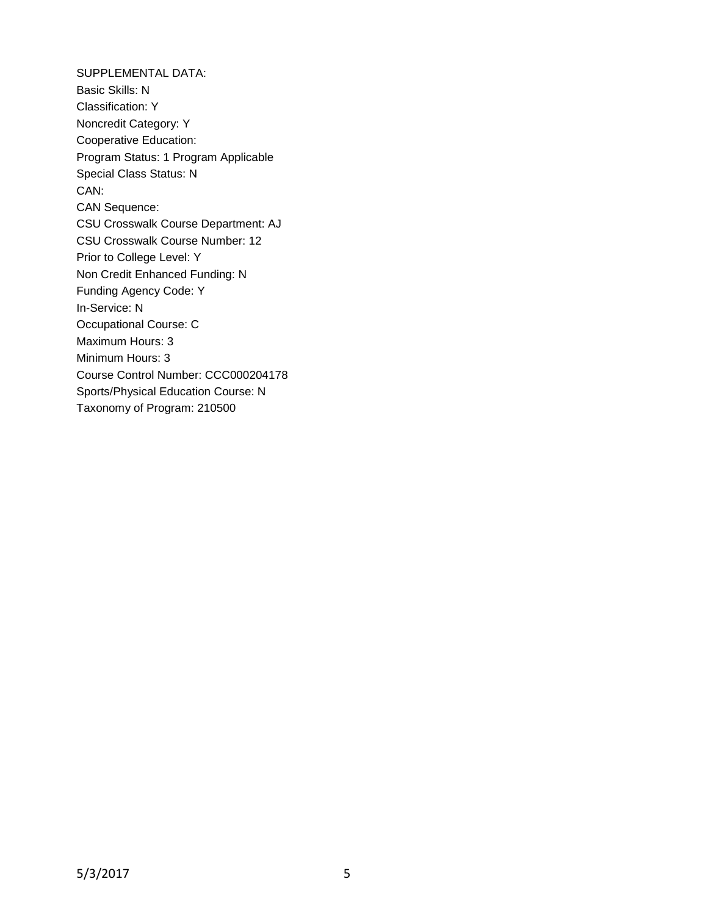SUPPLEMENTAL DATA:
Basic Skills: N
Classification: Y
Noncredit Category: Y
Cooperative Education:
Program Status: 1 Program Applicable
Special Class Status: N
CAN:
CAN Sequence:
CSU Crosswalk Course Department: AJ
CSU Crosswalk Course Number: 12
Prior to College Level: Y
Non Credit Enhanced Funding: N
Funding Agency Code: Y
In-Service: N
Occupational Course: C
Maximum Hours: 3
Minimum Hours: 3
Course Control Number: CCC000204178
Sports/Physical Education Course: N
Taxonomy of Program: 210500